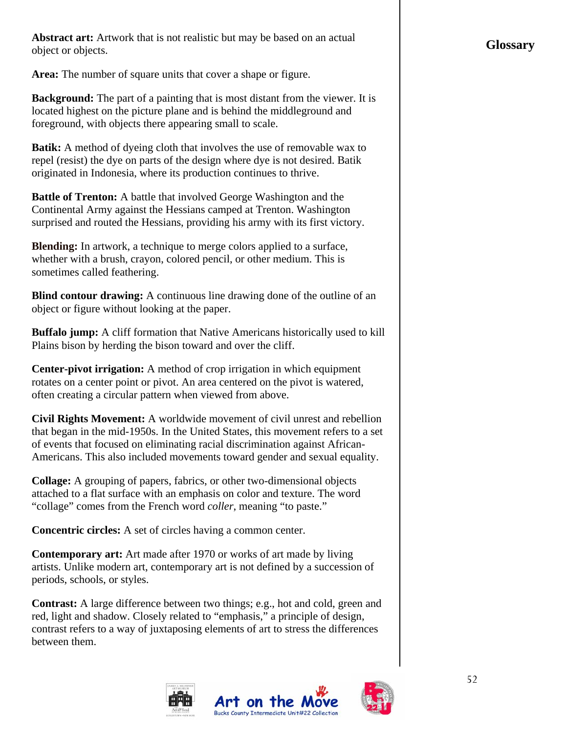## Glossary

**Abstract art:** Artwork that is not realistic but may be based on an actual object or objects.

**Area:** The number of square units that cover a shape or figure.

**Background:** The part of a painting that is most distant from the viewer. It is located highest on the picture plane and is behind the middleground and foreground, with objects there appearing small to scale.

**Batik:** A method of dyeing cloth that involves the use of removable wax to repel (resist) the dye on parts of the design where dye is not desired. Batik originated in Indonesia, where its production continues to thrive.

**Battle of Trenton:** A battle that involved George Washington and the Continental Army against the Hessians camped at Trenton. Washington surprised and routed the Hessians, providing his army with its first victory.

**Blending:** In artwork, a technique to merge colors applied to a surface, whether with a brush, crayon, colored pencil, or other medium. This is sometimes called feathering.

**Blind contour drawing:** A continuous line drawing done of the outline of an object or figure without looking at the paper.

**Buffalo jump:** A cliff formation that Native Americans historically used to kill Plains bison by herding the bison toward and over the cliff.

**Center-pivot irrigation:** A method of crop irrigation in which equipment rotates on a center point or pivot. An area centered on the pivot is watered, often creating a circular pattern when viewed from above.

**Civil Rights Movement:** A worldwide movement of civil unrest and rebellion that began in the mid-1950s. In the United States, this movement refers to a set of events that focused on eliminating racial discrimination against African-Americans. This also included movements toward gender and sexual equality.

**Collage:** A grouping of papers, fabrics, or other two-dimensional objects attached to a flat surface with an emphasis on color and texture. The word "collage" comes from the French word *coller*, meaning "to paste."

**Concentric circles:** A set of circles having a common center.

**Contemporary art:** Art made after 1970 or works of art made by living artists. Unlike modern art, contemporary art is not defined by a succession of periods, schools, or styles.

**Contrast:** A large difference between two things; e.g., hot and cold, green and red, light and shadow. Closely related to "emphasis," a principle of design, contrast refers to a way of juxtaposing elements of art to stress the differences between them.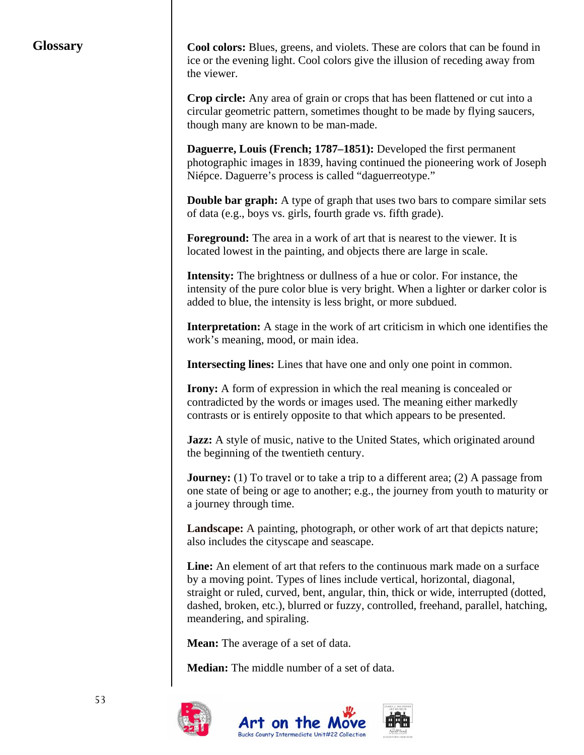## Glossary

**Cool colors:** Blues, greens, and violets. These are colors that can be found in ice or the evening light. Cool colors give the illusion of receding away from the viewer.

**Crop circle:** Any area of grain or crops that has been flattened or cut into a circular geometric pattern, sometimes thought to be made by flying saucers, though many are known to be man-made.

**Daguerre, Louis (French; 1787–1851):** Developed the first permanent photographic images in 1839, having continued the pioneering work of Joseph Niépce. Daguerre's process is called "daguerreotype."

**Double bar graph:** A type of graph that uses two bars to compare similar sets of data (e.g., boys vs. girls, fourth grade vs. fifth grade).

**Foreground:** The area in a work of art that is nearest to the viewer. It is located lowest in the painting, and objects there are large in scale.

**Intensity:** The brightness or dullness of a hue or color. For instance, the intensity of the pure color blue is very bright. When a lighter or darker color is added to blue, the intensity is less bright, or more subdued.

**Interpretation:** A stage in the work of art criticism in which one identifies the work's meaning, mood, or main idea.

**Intersecting lines:** Lines that have one and only one point in common.

**Irony:** A form of expression in which the real meaning is concealed or contradicted by the words or images used. The meaning either markedly contrasts or is entirely opposite to that which appears to be presented.

**Jazz:** A style of music, native to the United States, which originated around the beginning of the twentieth century.

**Journey:** (1) To travel or to take a trip to a different area; (2) A passage from one state of being or age to another; e.g., the journey from youth to maturity or a journey through time.

**Landscape:** A painting, photograph, or other work of art that depicts nature; also includes the cityscape and seascape.

**Line:** An element of art that refers to the continuous mark made on a surface by a moving point. Types of lines include vertical, horizontal, diagonal, straight or ruled, curved, bent, angular, thin, thick or wide, interrupted (dotted, dashed, broken, etc.), blurred or fuzzy, controlled, freehand, parallel, hatching, meandering, and spiraling.

**Mean:** The average of a set of data.

**Median:** The middle number of a set of data.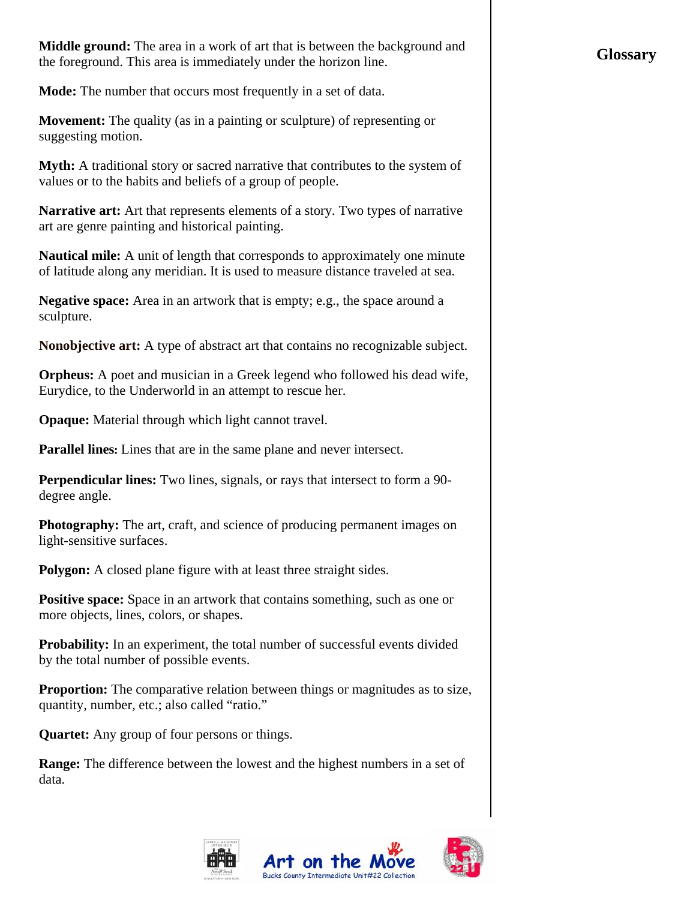## Glossary

**Middle ground:** The area in a work of art that is between the background and the foreground. This area is immediately under the horizon line.

**Mode:** The number that occurs most frequently in a set of data.

**Movement:** The quality (as in a painting or sculpture) of representing or suggesting motion.

**Myth:** A traditional story or sacred narrative that contributes to the system of values or to the habits and beliefs of a group of people.

**Narrative art:** Art that represents elements of a story. Two types of narrative art are genre painting and historical painting.

**Nautical mile:** A unit of length that corresponds to approximately one minute of latitude along any meridian. It is used to measure distance traveled at sea.

**Negative space:** Area in an artwork that is empty; e.g., the space around a sculpture.

**Nonobjective art:** A type of abstract art that contains no recognizable subject.

**Orpheus:** A poet and musician in a Greek legend who followed his dead wife, Eurydice, to the Underworld in an attempt to rescue her.

**Opaque:** Material through which light cannot travel.

**Parallel lines:** Lines that are in the same plane and never intersect.

**Perpendicular lines:** Two lines, signals, or rays that intersect to form a 90-degree angle.

**Photography:** The art, craft, and science of producing permanent images on light-sensitive surfaces.

**Polygon:** A closed plane figure with at least three straight sides.

**Positive space:** Space in an artwork that contains something, such as one or more objects, lines, colors, or shapes.

**Probability:** In an experiment, the total number of successful events divided by the total number of possible events.

**Proportion:** The comparative relation between things or magnitudes as to size, quantity, number, etc.; also called "ratio."

**Quartet:** Any group of four persons or things.

**Range:** The difference between the lowest and the highest numbers in a set of data.

Art on the Move
Bucks County Intermediate Unit#22 Collection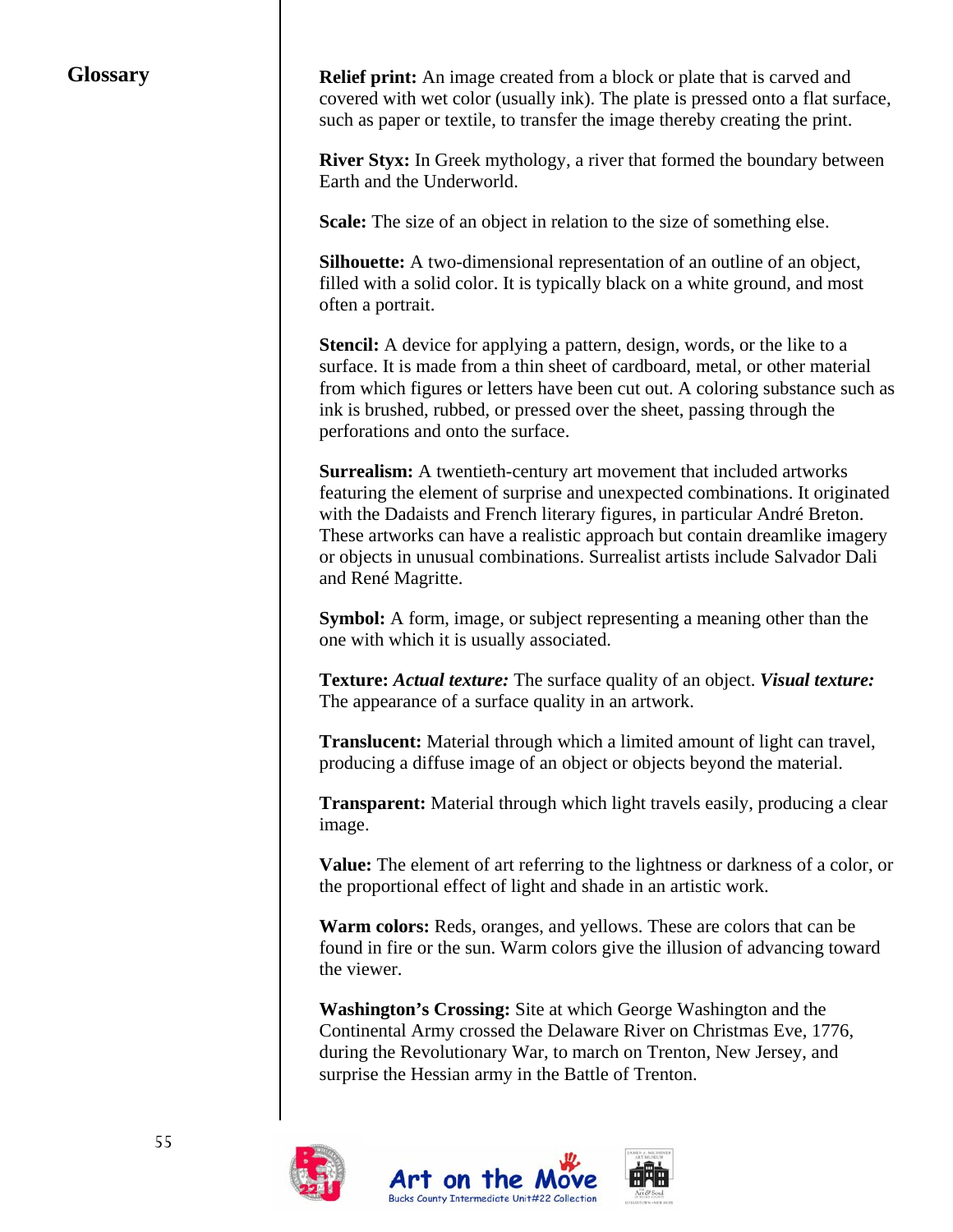## Glossary

**Relief print:** An image created from a block or plate that is carved and covered with wet color (usually ink). The plate is pressed onto a flat surface, such as paper or textile, to transfer the image thereby creating the print.

**River Styx:** In Greek mythology, a river that formed the boundary between Earth and the Underworld.

**Scale:** The size of an object in relation to the size of something else.

**Silhouette:** A two-dimensional representation of an outline of an object, filled with a solid color. It is typically black on a white ground, and most often a portrait.

**Stencil:** A device for applying a pattern, design, words, or the like to a surface. It is made from a thin sheet of cardboard, metal, or other material from which figures or letters have been cut out. A coloring substance such as ink is brushed, rubbed, or pressed over the sheet, passing through the perforations and onto the surface.

**Surrealism:** A twentieth-century art movement that included artworks featuring the element of surprise and unexpected combinations. It originated with the Dadaists and French literary figures, in particular André Breton. These artworks can have a realistic approach but contain dreamlike imagery or objects in unusual combinations. Surrealist artists include Salvador Dali and René Magritte.

**Symbol:** A form, image, or subject representing a meaning other than the one with which it is usually associated.

**Texture:** ***Actual texture:*** The surface quality of an object. ***Visual texture:*** The appearance of a surface quality in an artwork.

**Translucent:** Material through which a limited amount of light can travel, producing a diffuse image of an object or objects beyond the material.

**Transparent:** Material through which light travels easily, producing a clear image.

**Value:** The element of art referring to the lightness or darkness of a color, or the proportional effect of light and shade in an artistic work.

**Warm colors:** Reds, oranges, and yellows. These are colors that can be found in fire or the sun. Warm colors give the illusion of advancing toward the viewer.

**Washington's Crossing:** Site at which George Washington and the Continental Army crossed the Delaware River on Christmas Eve, 1776, during the Revolutionary War, to march on Trenton, New Jersey, and surprise the Hessian army in the Battle of Trenton.